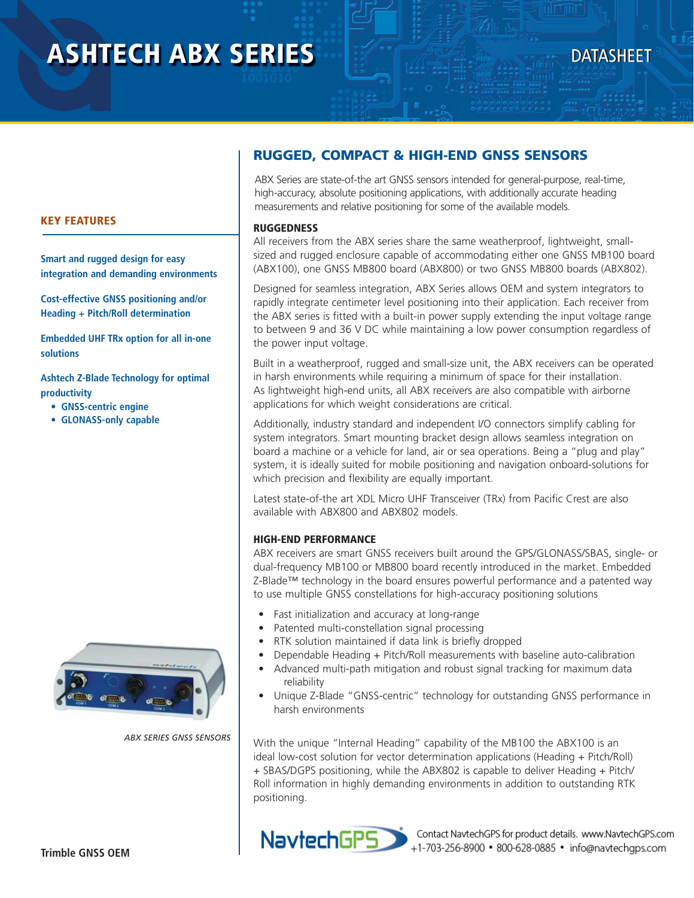# ASHTECH ABX SERIES

DATASHEET

## KEY FEATURES

**Smart and rugged design for easy integration and demanding environments**

**Cost-effective GNSS positioning and/or Heading + Pitch/Roll determination**

**Embedded UHF TRx option for all in-one solutions**

**Ashtech Z-Blade Technology for optimal productivity**

- **GNSS-centric engine**
- **GLONASS-only capable**

*ABX SERIES GNSS SENSORS*

**Trimble GNSS OEM**

## RUGGED, COMPACT & HIGH-END GNSS SENSORS

ABX Series are state-of-the art GNSS sensors intended for general-purpose, real-time, high-accuracy, absolute positioning applications, with additionally accurate heading measurements and relative positioning for some of the available models.

### RUGGEDNESS

All receivers from the ABX series share the same weatherproof, lightweight, small-sized and rugged enclosure capable of accommodating either one GNSS MB100 board (ABX100), one GNSS MB800 board (ABX800) or two GNSS MB800 boards (ABX802).

Designed for seamless integration, ABX Series allows OEM and system integrators to rapidly integrate centimeter level positioning into their application. Each receiver from the ABX series is fitted with a built-in power supply extending the input voltage range to between 9 and 36 V DC while maintaining a low power consumption regardless of the power input voltage.

Built in a weatherproof, rugged and small-size unit, the ABX receivers can be operated in harsh environments while requiring a minimum of space for their installation. As lightweight high-end units, all ABX receivers are also compatible with airborne applications for which weight considerations are critical.

Additionally, industry standard and independent I/O connectors simplify cabling for system integrators. Smart mounting bracket design allows seamless integration on board a machine or a vehicle for land, air or sea operations. Being a "plug and play" system, it is ideally suited for mobile positioning and navigation onboard-solutions for which precision and flexibility are equally important.

Latest state-of-the art XDL Micro UHF Transceiver (TRx) from Pacific Crest are also available with ABX800 and ABX802 models.

### HIGH-END PERFORMANCE

ABX receivers are smart GNSS receivers built around the GPS/GLONASS/SBAS, single- or dual-frequency MB100 or MB800 board recently introduced in the market. Embedded Z-Blade™ technology in the board ensures powerful performance and a patented way to use multiple GNSS constellations for high-accuracy positioning solutions

- Fast initialization and accuracy at long-range
- Patented multi-constellation signal processing
- RTK solution maintained if data link is briefly dropped
- Dependable Heading + Pitch/Roll measurements with baseline auto-calibration
- Advanced multi-path mitigation and robust signal tracking for maximum data reliability
- Unique Z-Blade "GNSS-centric" technology for outstanding GNSS performance in harsh environments

With the unique "Internal Heading" capability of the MB100 the ABX100 is an ideal low-cost solution for vector determination applications (Heading + Pitch/Roll) + SBAS/DGPS positioning, while the ABX802 is capable to deliver Heading + Pitch/Roll information in highly demanding environments in addition to outstanding RTK positioning.

NavtechGPS — Contact NavtechGPS for product details. www.NavtechGPS.com
+1-703-256-8900 • 800-628-0885 • info@navtechgps.com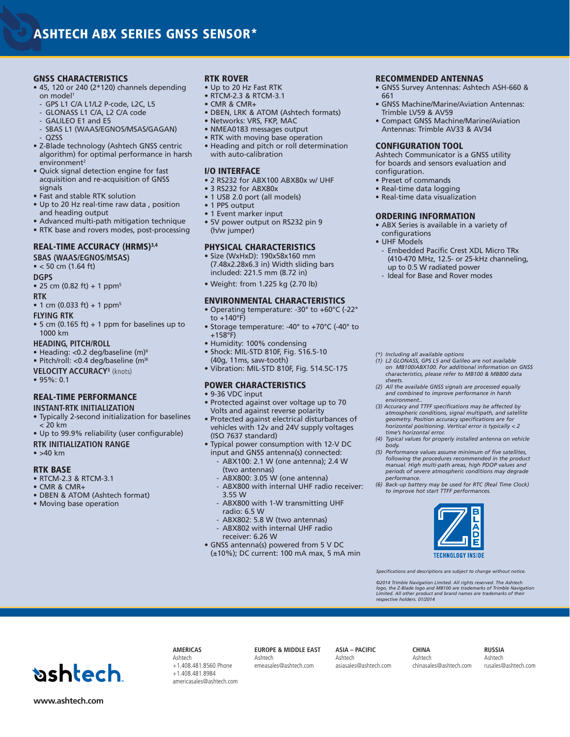# ASHTECH ABX SERIES GNSS SENSOR*

## GNSS CHARACTERISTICS

- 45, 120 or 240 (2*120) channels depending on model[1]
  - GPS L1 C/A L1/L2 P-code, L2C, L5
  - GLONASS L1 C/A, L2 C/A code
  - GALILEO E1 and E5
  - SBAS L1 (WAAS/EGNOS/MSAS/GAGAN)
  - QZSS
- Z-Blade technology (Ashtech GNSS centric algorithm) for optimal performance in harsh environment[2]
- Quick signal detection engine for fast acquisition and re-acquisition of GNSS signals
- Fast and stable RTK solution
- Up to 20 Hz real-time raw data , position and heading output
- Advanced multi-path mitigation technique
- RTK base and rovers modes, post-processing

## REAL-TIME ACCURACY (HRMS)[3,4]

### SBAS (WAAS/EGNOS/MSAS)

- < 50 cm (1.64 ft)

### DGPS

- 25 cm (0.82 ft) + 1 ppm[5]

### RTK

- 1 cm (0.033 ft) + 1 ppm[5]

### FLYING RTK

- 5 cm (0.165 ft) + 1 ppm for baselines up to 1000 km

### HEADING, PITCH/ROLL

- Heading: <0.2 deg/baseline (m)[6]
- Pitch/roll: <0.4 deg/baseline (m)[6]

### VELOCITY ACCURACY[3] (knots)

- 95%: 0.1

## REAL-TIME PERFORMANCE

### INSTANT-RTK INITIALIZATION

- Typically 2-second initialization for baselines < 20 km
- Up to 99.9% reliability (user configurable)

### RTK INITIALIZATION RANGE

- >40 km

## RTK BASE

- RTCM-2.3 & RTCM-3.1
- CMR & CMR+
- DBEN & ATOM (Ashtech format)
- Moving base operation

## RTK ROVER

- Up to 20 Hz Fast RTK
- RTCM-2.3 & RTCM-3.1
- CMR & CMR+
- DBEN, LRK & ATOM (Ashtech formats)
- Networks: VRS, FKP, MAC
- NMEA0183 messages output
- RTK with moving base operation
- Heading and pitch or roll determination with auto-calibration

## I/O INTERFACE

- 2 RS232 for ABX100 ABX80x w/ UHF
- 3 RS232 for ABX80x
- 1 USB 2.0 port (all models)
- 1 PPS output
- 1 Event marker input
- 5V power output on RS232 pin 9 (h/w jumper)

## PHYSICAL CHARACTERISTICS

- Size (WxHxD): 190x58x160 mm (7.48x2.28x6.3 in) Width sliding bars included: 221.5 mm (8.72 in)
- Weight: from 1.225 kg (2.70 lb)

## ENVIRONMENTAL CHARACTERISTICS

- Operating temperature: -30° to +60°C (-22° to +140°F)
- Storage temperature: -40° to +70°C (-40° to +158°F)
- Humidity: 100% condensing
- Shock: MIL-STD 810F, Fig. 516.5-10 (40g, 11ms, saw-tooth)
- Vibration: MIL-STD 810F, Fig. 514.5C-175

## POWER CHARACTERISTICS

- 9-36 VDC input
- Protected against over voltage up to 70 Volts and against reverse polarity
- Protected against electrical disturbances of vehicles with 12v and 24V supply voltages (ISO 7637 standard)
- Typical power consumption with 12-V DC input and GNSS antenna(s) connected:
  - ABX100: 2.1 W (one antenna); 2.4 W (two antennas)
  - ABX800: 3.05 W (one antenna)
  - ABX800 with internal UHF radio receiver: 3.55 W
  - ABX800 with 1-W transmitting UHF radio: 6.5 W
  - ABX802: 5.8 W (two antennas)
  - ABX802 with internal UHF radio receiver: 6.26 W
- GNSS antenna(s) powered from 5 V DC (±10%); DC current: 100 mA max, 5 mA min

## RECOMMENDED ANTENNAS

- GNSS Survey Antennas: Ashtech ASH-660 & 661
- GNSS Machine/Marine/Aviation Antennas: Trimble LV59 & AV59
- Compact GNSS Machine/Marine/Aviation Antennas: Trimble AV33 & AV34

## CONFIGURATION TOOL

Ashtech Communicator is a GNSS utility for boards and sensors evaluation and configuration.

- Preset of commands
- Real-time data logging
- Real-time data visualization

## ORDERING INFORMATION

- ABX Series is available in a variety of configurations
- UHF Models
  - Embedded Pacific Crest XDL Micro TRx (410-470 MHz, 12.5- or 25-kHz channeling, up to 0.5 W radiated power
  - Ideal for Base and Rover modes

*(\*) Including all available options*

*(1) L2 GLONASS, GPS L5 and Galileo are not available on MB100/ABX100. For additional information on GNSS characteristics, please refer to MB100 & MB800 data sheets.*

*(2) All the available GNSS signals are processed equally and combined to improve performance in harsh environment..*

*(3) Accuracy and TTFF specifications may be affected by atmospheric conditions, signal multipath, and satellite geometry. Position accuracy specifications are for horizontal positioning. Vertical error is typically < 2 time's horizontal error.*

*(4) Typical values for properly installed antenna on vehicle body.*

*(5) Performance values assume minimum of five satellites, following the procedures recommended in the product manual. High multi-path areas, high PDOP values and periods of severe atmospheric conditions may degrade performance.*

*(6) Back-up battery may be used for RTC (Real Time Clock) to improve hot start TTFF performances.*

Z BLADE TECHNOLOGY INSIDE

*Specifications and descriptions are subject to change without notice.*

*©2014 Trimble Navigation Limited. All rights reserved. The Ashtech logo, the Z-Blade logo and MB100 are trademarks of Trimble Navigation Limited. All other product and brand names are trademarks of their respective holders. 01/2014*

ashtech

www.ashtech.com

**AMERICAS**
Ashtech
+1.408.481.8560 Phone
+1.408.481.8984
americasales@ashtech.com

**EUROPE & MIDDLE EAST**
Ashtech
emeasales@ashtech.com

**ASIA – PACIFIC**
Ashtech
asiasales@ashtech.com

**CHINA**
Ashtech
chinasales@ashtech.com

**RUSSIA**
Ashtech
rusales@ashtech.com